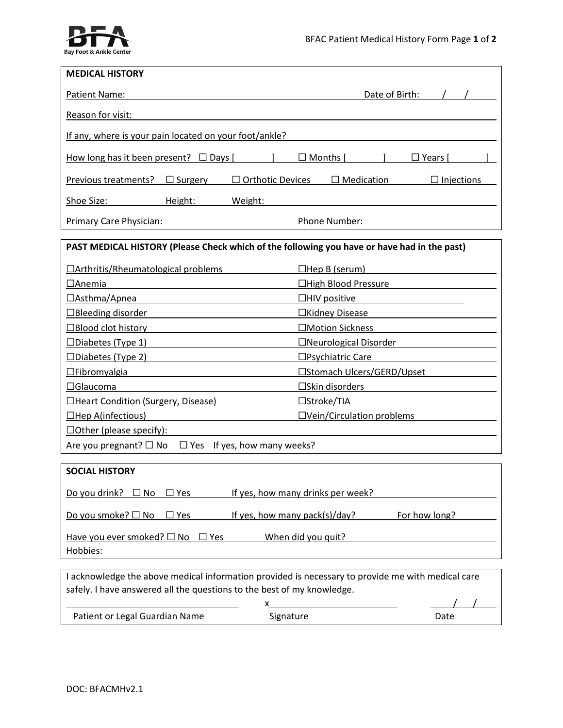Bay Foot & Ankle Center

## MEDICAL HISTORY

Patient Name: ______________________________ Date of Birth: ___/___/___

Reason for visit: ______________________________

If any, where is your pain located on your foot/ankle? ______________________________

How long has it been present? ☐ Days [ ] ☐ Months [ ] ☐ Years [ ]

Previous treatments? ☐ Surgery ☐ Orthotic Devices ☐ Medication ☐ Injections

Shoe Size: ______ Height: ______ Weight: ______

Primary Care Physician: ______________________________ Phone Number: ______________________________

## PAST MEDICAL HISTORY (Please Check which of the following you have or have had in the past)

| | |
|---|---|
| ☐Arthritis/Rheumatological problems | ☐Hep B (serum) |
| ☐Anemia | ☐High Blood Pressure |
| ☐Asthma/Apnea | ☐HIV positive |
| ☐Bleeding disorder | ☐Kidney Disease |
| ☐Blood clot history | ☐Motion Sickness |
| ☐Diabetes (Type 1) | ☐Neurological Disorder |
| ☐Diabetes (Type 2) | ☐Psychiatric Care |
| ☐Fibromyalgia | ☐Stomach Ulcers/GERD/Upset |
| ☐Glaucoma | ☐Skin disorders |
| ☐Heart Condition (Surgery, Disease) | ☐Stroke/TIA |
| ☐Hep A(infectious) | ☐Vein/Circulation problems |

☐Other (please specify): ______________________________

Are you pregnant? ☐ No ☐ Yes If yes, how many weeks?

## SOCIAL HISTORY

Do you drink? ☐ No ☐ Yes If yes, how many drinks per week? ______

Do you smoke? ☐ No ☐ Yes If yes, how many pack(s)/day? ______ For how long? ______

Have you ever smoked? ☐ No ☐ Yes When did you quit? ______

Hobbies:

I acknowledge the above medical information provided is necessary to provide me with medical care safely. I have answered all the questions to the best of my knowledge.

| ______________________________ | x______________________________ | ___/___/___ |
|---|---|---|
| Patient or Legal Guardian Name | Signature | Date |

DOC: BFACMHv2.1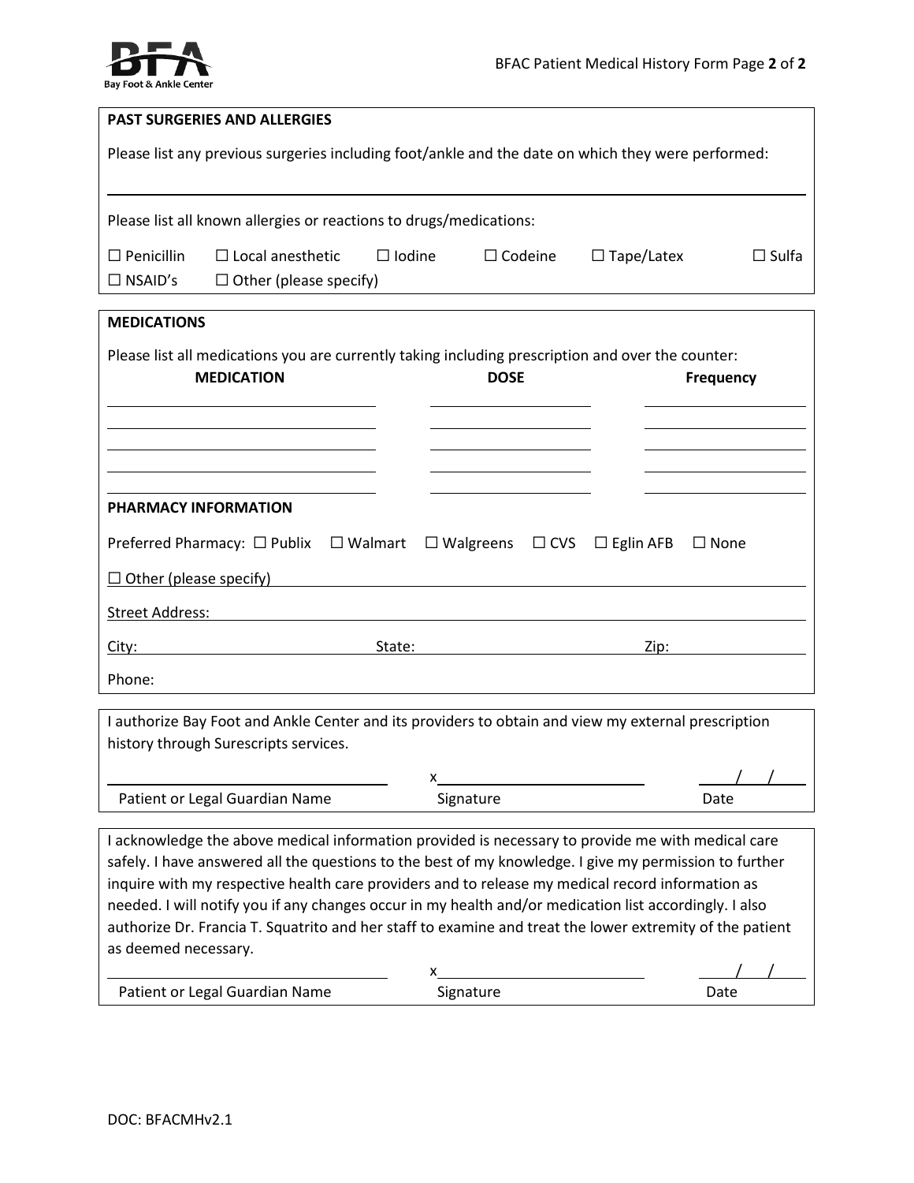## PAST SURGERIES AND ALLERGIES

Please list any previous surgeries including foot/ankle and the date on which they were performed:

\_\_\_\_\_\_\_\_\_\_\_\_\_\_\_\_\_\_\_\_\_\_\_\_\_\_\_\_\_\_\_\_\_\_\_\_\_\_\_\_\_\_\_\_\_\_\_\_\_\_\_\_\_\_\_\_\_\_\_\_

Please list all known allergies or reactions to drugs/medications:

☐ Penicillin ☐ Local anesthetic ☐ Iodine ☐ Codeine ☐ Tape/Latex ☐ Sulfa

☐ NSAID's ☐ Other (please specify)

## MEDICATIONS

Please list all medications you are currently taking including prescription and over the counter:

| MEDICATION | DOSE | Frequency |
|---|---|---|
| | | |
| | | |
| | | |
| | | |
| | | |

## PHARMACY INFORMATION

Preferred Pharmacy: ☐ Publix ☐ Walmart ☐ Walgreens ☐ CVS ☐ Eglin AFB ☐ None

☐ Other (please specify) \_\_\_\_\_\_\_\_\_\_\_\_\_\_\_\_\_\_\_\_\_\_\_\_\_\_\_\_\_\_

Street Address: \_\_\_\_\_\_\_\_\_\_\_\_\_\_\_\_\_\_\_\_\_\_\_\_\_\_\_\_\_\_

City: \_\_\_\_\_\_\_\_\_\_\_\_\_\_ State: \_\_\_\_\_\_\_\_\_\_\_\_\_\_ Zip: \_\_\_\_\_\_\_\_\_\_

Phone:

---

I authorize Bay Foot and Ankle Center and its providers to obtain and view my external prescription history through Surescripts services.

\_\_\_\_\_\_\_\_\_\_\_\_\_\_\_\_\_\_\_\_\_\_\_\_ x\_\_\_\_\_\_\_\_\_\_\_\_\_\_\_\_\_\_\_\_\_\_\_\_ \_\_\_\_/\_\_\_\_/\_\_\_\_

Patient or Legal Guardian Name Signature Date

---

I acknowledge the above medical information provided is necessary to provide me with medical care safely. I have answered all the questions to the best of my knowledge. I give my permission to further inquire with my respective health care providers and to release my medical record information as needed. I will notify you if any changes occur in my health and/or medication list accordingly. I also authorize Dr. Francia T. Squatrito and her staff to examine and treat the lower extremity of the patient as deemed necessary.

\_\_\_\_\_\_\_\_\_\_\_\_\_\_\_\_\_\_\_\_\_\_\_\_ x\_\_\_\_\_\_\_\_\_\_\_\_\_\_\_\_\_\_\_\_\_\_\_\_ \_\_\_\_/\_\_\_\_/\_\_\_\_

Patient or Legal Guardian Name Signature Date

DOC: BFACMHv2.1